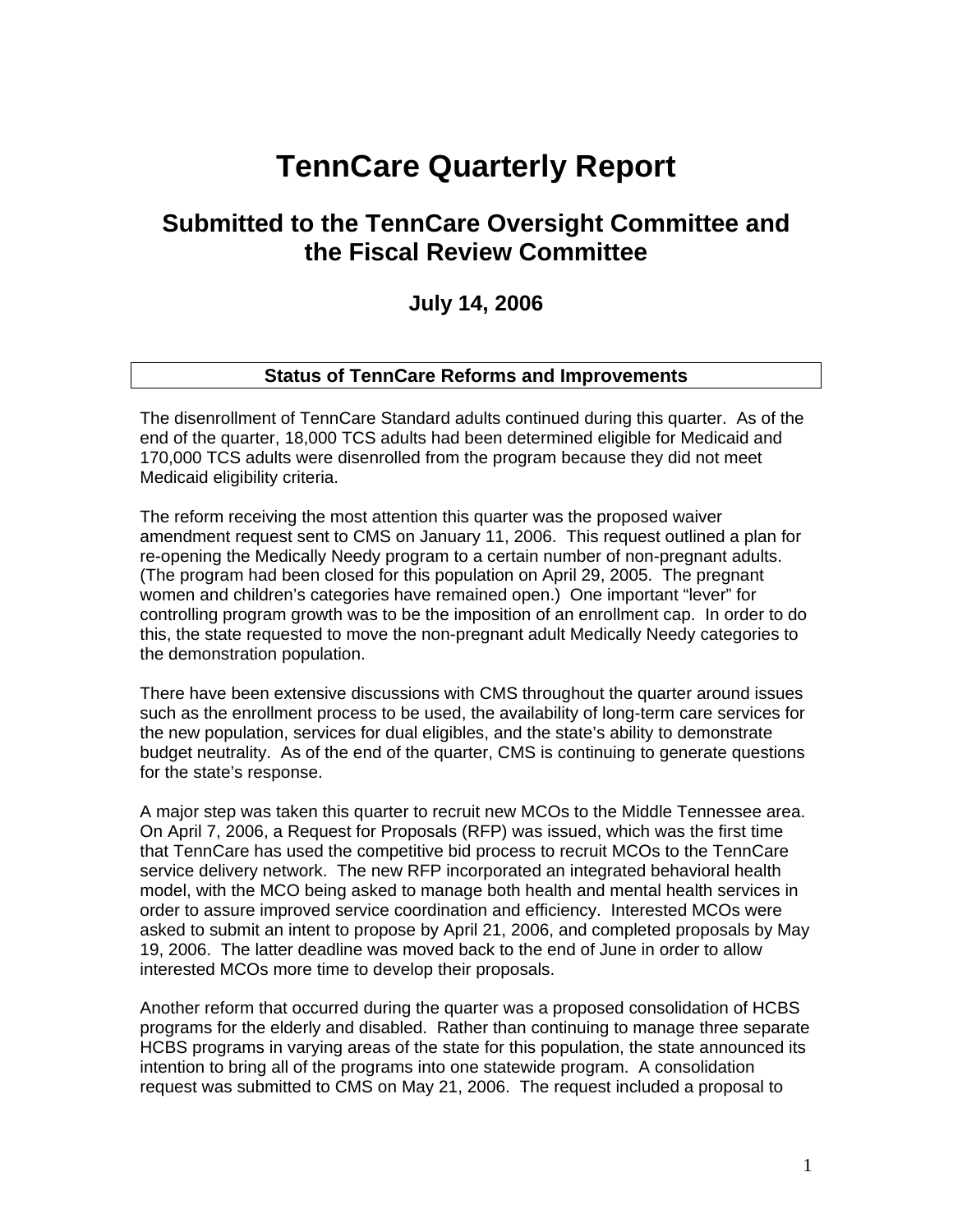# TennCare Quarterly Report

## Submitted to the TennCare Oversight Committee and the Fiscal Review Committee

### July 14, 2006

### Status of TennCare Reforms and Improvements

The disenrollment of TennCare Standard adults continued during this quarter. As of the end of the quarter, 18,000 TCS adults had been determined eligible for Medicaid and 170,000 TCS adults were disenrolled from the program because they did not meet Medicaid eligibility criteria.

The reform receiving the most attention this quarter was the proposed waiver amendment request sent to CMS on January 11, 2006. This request outlined a plan for re-opening the Medically Needy program to a certain number of non-pregnant adults. (The program had been closed for this population on April 29, 2005. The pregnant women and children's categories have remained open.) One important "lever" for controlling program growth was to be the imposition of an enrollment cap. In order to do this, the state requested to move the non-pregnant adult Medically Needy categories to the demonstration population.

There have been extensive discussions with CMS throughout the quarter around issues such as the enrollment process to be used, the availability of long-term care services for the new population, services for dual eligibles, and the state's ability to demonstrate budget neutrality. As of the end of the quarter, CMS is continuing to generate questions for the state's response.

A major step was taken this quarter to recruit new MCOs to the Middle Tennessee area. On April 7, 2006, a Request for Proposals (RFP) was issued, which was the first time that TennCare has used the competitive bid process to recruit MCOs to the TennCare service delivery network. The new RFP incorporated an integrated behavioral health model, with the MCO being asked to manage both health and mental health services in order to assure improved service coordination and efficiency. Interested MCOs were asked to submit an intent to propose by April 21, 2006, and completed proposals by May 19, 2006. The latter deadline was moved back to the end of June in order to allow interested MCOs more time to develop their proposals.

Another reform that occurred during the quarter was a proposed consolidation of HCBS programs for the elderly and disabled. Rather than continuing to manage three separate HCBS programs in varying areas of the state for this population, the state announced its intention to bring all of the programs into one statewide program. A consolidation request was submitted to CMS on May 21, 2006. The request included a proposal to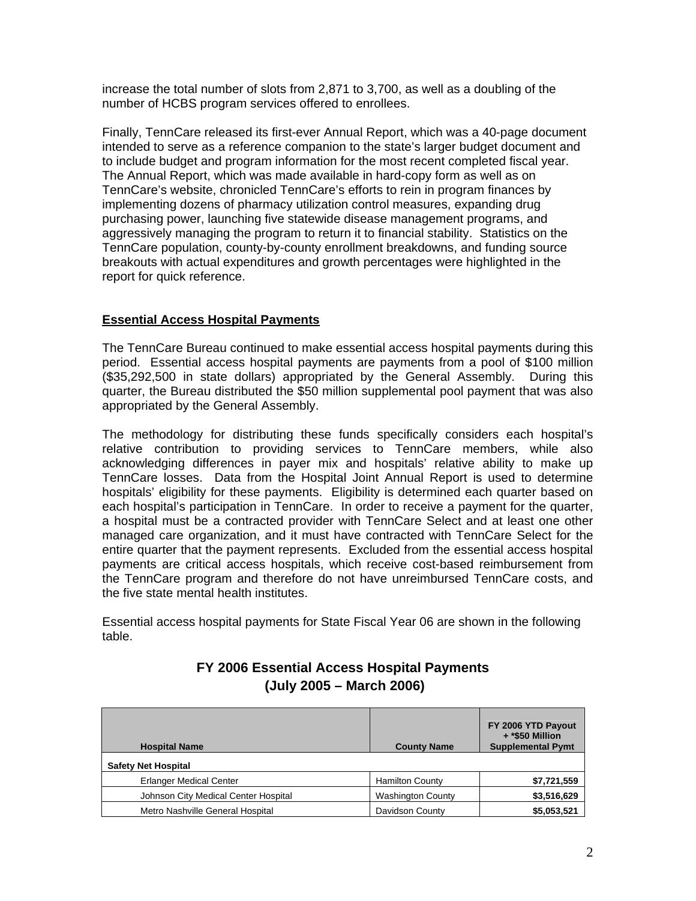increase the total number of slots from 2,871 to 3,700, as well as a doubling of the number of HCBS program services offered to enrollees.

Finally, TennCare released its first-ever Annual Report, which was a 40-page document intended to serve as a reference companion to the state's larger budget document and to include budget and program information for the most recent completed fiscal year. The Annual Report, which was made available in hard-copy form as well as on TennCare's website, chronicled TennCare's efforts to rein in program finances by implementing dozens of pharmacy utilization control measures, expanding drug purchasing power, launching five statewide disease management programs, and aggressively managing the program to return it to financial stability. Statistics on the TennCare population, county-by-county enrollment breakdowns, and funding source breakouts with actual expenditures and growth percentages were highlighted in the report for quick reference.

## Essential Access Hospital Payments

The TennCare Bureau continued to make essential access hospital payments during this period. Essential access hospital payments are payments from a pool of $100 million ($35,292,500 in state dollars) appropriated by the General Assembly. During this quarter, the Bureau distributed the $50 million supplemental pool payment that was also appropriated by the General Assembly.

The methodology for distributing these funds specifically considers each hospital's relative contribution to providing services to TennCare members, while also acknowledging differences in payer mix and hospitals' relative ability to make up TennCare losses. Data from the Hospital Joint Annual Report is used to determine hospitals' eligibility for these payments. Eligibility is determined each quarter based on each hospital's participation in TennCare. In order to receive a payment for the quarter, a hospital must be a contracted provider with TennCare Select and at least one other managed care organization, and it must have contracted with TennCare Select for the entire quarter that the payment represents. Excluded from the essential access hospital payments are critical access hospitals, which receive cost-based reimbursement from the TennCare program and therefore do not have unreimbursed TennCare costs, and the five state mental health institutes.

Essential access hospital payments for State Fiscal Year 06 are shown in the following table.

### FY 2006 Essential Access Hospital Payments (July 2005 – March 2006)

| Hospital Name | County Name | FY 2006 YTD Payout + *$50 Million Supplemental Pymt |
|---|---|---|
| **Safety Net Hospital** | | |
| Erlanger Medical Center | Hamilton County | **$7,721,559** |
| Johnson City Medical Center Hospital | Washington County | **$3,516,629** |
| Metro Nashville General Hospital | Davidson County | **$5,053,521** |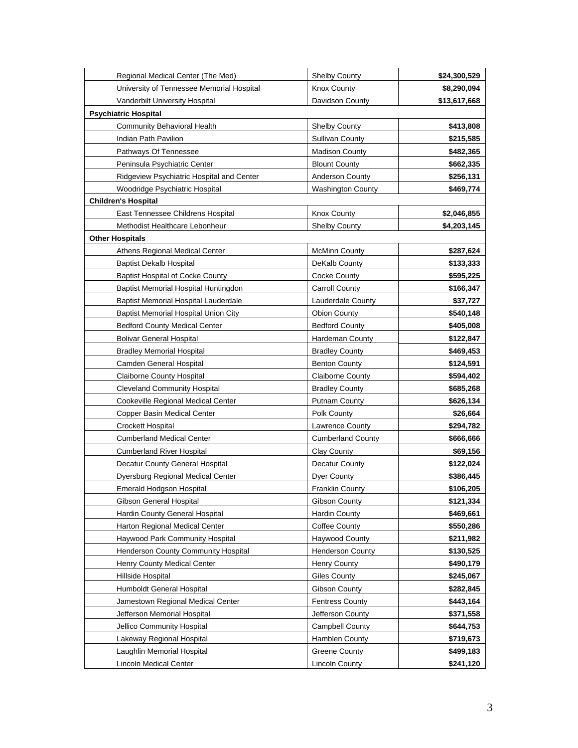| | | |
|---|---|---|
| Regional Medical Center (The Med) | Shelby County | **$24,300,529** |
| University of Tennessee Memorial Hospital | Knox County | **$8,290,094** |
| Vanderbilt University Hospital | Davidson County | **$13,617,668** |
| **Psychiatric Hospital** | | |
| Community Behavioral Health | Shelby County | **$413,808** |
| Indian Path Pavilion | Sullivan County | **$215,585** |
| Pathways Of Tennessee | Madison County | **$482,365** |
| Peninsula Psychiatric Center | Blount County | **$662,335** |
| Ridgeview Psychiatric Hospital and Center | Anderson County | **$256,131** |
| Woodridge Psychiatric Hospital | Washington County | **$469,774** |
| **Children's Hospital** | | |
| East Tennessee Childrens Hospital | Knox County | **$2,046,855** |
| Methodist Healthcare Lebonheur | Shelby County | **$4,203,145** |
| **Other Hospitals** | | |
| Athens Regional Medical Center | McMinn County | **$287,624** |
| Baptist Dekalb Hospital | DeKalb County | **$133,333** |
| Baptist Hospital of Cocke County | Cocke County | **$595,225** |
| Baptist Memorial Hospital Huntingdon | Carroll County | **$166,347** |
| Baptist Memorial Hospital Lauderdale | Lauderdale County | **$37,727** |
| Baptist Memorial Hospital Union City | Obion County | **$540,148** |
| Bedford County Medical Center | Bedford County | **$405,008** |
| Bolivar General Hospital | Hardeman County | **$122,847** |
| Bradley Memorial Hospital | Bradley County | **$469,453** |
| Camden General Hospital | Benton County | **$124,591** |
| Claiborne County Hospital | Claiborne County | **$594,402** |
| Cleveland Community Hospital | Bradley County | **$685,268** |
| Cookeville Regional Medical Center | Putnam County | **$626,134** |
| Copper Basin Medical Center | Polk County | **$26,664** |
| Crockett Hospital | Lawrence County | **$294,782** |
| Cumberland Medical Center | Cumberland County | **$666,666** |
| Cumberland River Hospital | Clay County | **$69,156** |
| Decatur County General Hospital | Decatur County | **$122,024** |
| Dyersburg Regional Medical Center | Dyer County | **$386,445** |
| Emerald Hodgson Hospital | Franklin County | **$106,205** |
| Gibson General Hospital | Gibson County | **$121,334** |
| Hardin County General Hospital | Hardin County | **$469,661** |
| Harton Regional Medical Center | Coffee County | **$550,286** |
| Haywood Park Community Hospital | Haywood County | **$211,982** |
| Henderson County Community Hospital | Henderson County | **$130,525** |
| Henry County Medical Center | Henry County | **$490,179** |
| Hillside Hospital | Giles County | **$245,067** |
| Humboldt General Hospital | Gibson County | **$282,845** |
| Jamestown Regional Medical Center | Fentress County | **$443,164** |
| Jefferson Memorial Hospital | Jefferson County | **$371,558** |
| Jellico Community Hospital | Campbell County | **$644,753** |
| Lakeway Regional Hospital | Hamblen County | **$719,673** |
| Laughlin Memorial Hospital | Greene County | **$499,183** |
| Lincoln Medical Center | Lincoln County | **$241,120** |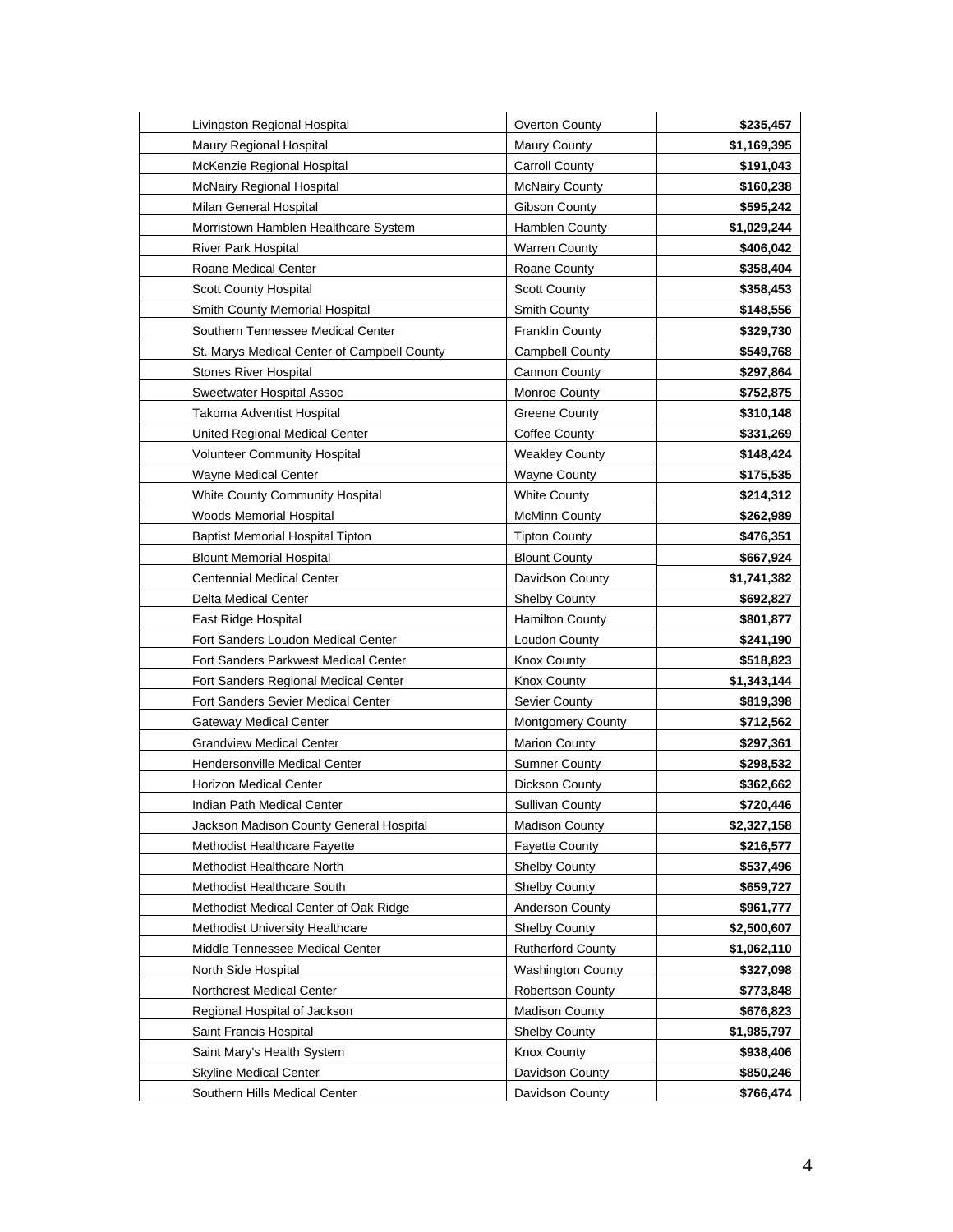| | | |
|---|---|---|
| Livingston Regional Hospital | Overton County | **$235,457** |
| Maury Regional Hospital | Maury County | **$1,169,395** |
| McKenzie Regional Hospital | Carroll County | **$191,043** |
| McNairy Regional Hospital | McNairy County | **$160,238** |
| Milan General Hospital | Gibson County | **$595,242** |
| Morristown Hamblen Healthcare System | Hamblen County | **$1,029,244** |
| River Park Hospital | Warren County | **$406,042** |
| Roane Medical Center | Roane County | **$358,404** |
| Scott County Hospital | Scott County | **$358,453** |
| Smith County Memorial Hospital | Smith County | **$148,556** |
| Southern Tennessee Medical Center | Franklin County | **$329,730** |
| St. Marys Medical Center of Campbell County | Campbell County | **$549,768** |
| Stones River Hospital | Cannon County | **$297,864** |
| Sweetwater Hospital Assoc | Monroe County | **$752,875** |
| Takoma Adventist Hospital | Greene County | **$310,148** |
| United Regional Medical Center | Coffee County | **$331,269** |
| Volunteer Community Hospital | Weakley County | **$148,424** |
| Wayne Medical Center | Wayne County | **$175,535** |
| White County Community Hospital | White County | **$214,312** |
| Woods Memorial Hospital | McMinn County | **$262,989** |
| Baptist Memorial Hospital Tipton | Tipton County | **$476,351** |
| Blount Memorial Hospital | Blount County | **$667,924** |
| Centennial Medical Center | Davidson County | **$1,741,382** |
| Delta Medical Center | Shelby County | **$692,827** |
| East Ridge Hospital | Hamilton County | **$801,877** |
| Fort Sanders Loudon Medical Center | Loudon County | **$241,190** |
| Fort Sanders Parkwest Medical Center | Knox County | **$518,823** |
| Fort Sanders Regional Medical Center | Knox County | **$1,343,144** |
| Fort Sanders Sevier Medical Center | Sevier County | **$819,398** |
| Gateway Medical Center | Montgomery County | **$712,562** |
| Grandview Medical Center | Marion County | **$297,361** |
| Hendersonville Medical Center | Sumner County | **$298,532** |
| Horizon Medical Center | Dickson County | **$362,662** |
| Indian Path Medical Center | Sullivan County | **$720,446** |
| Jackson Madison County General Hospital | Madison County | **$2,327,158** |
| Methodist Healthcare Fayette | Fayette County | **$216,577** |
| Methodist Healthcare North | Shelby County | **$537,496** |
| Methodist Healthcare South | Shelby County | **$659,727** |
| Methodist Medical Center of Oak Ridge | Anderson County | **$961,777** |
| Methodist University Healthcare | Shelby County | **$2,500,607** |
| Middle Tennessee Medical Center | Rutherford County | **$1,062,110** |
| North Side Hospital | Washington County | **$327,098** |
| Northcrest Medical Center | Robertson County | **$773,848** |
| Regional Hospital of Jackson | Madison County | **$676,823** |
| Saint Francis Hospital | Shelby County | **$1,985,797** |
| Saint Mary's Health System | Knox County | **$938,406** |
| Skyline Medical Center | Davidson County | **$850,246** |
| Southern Hills Medical Center | Davidson County | **$766,474** |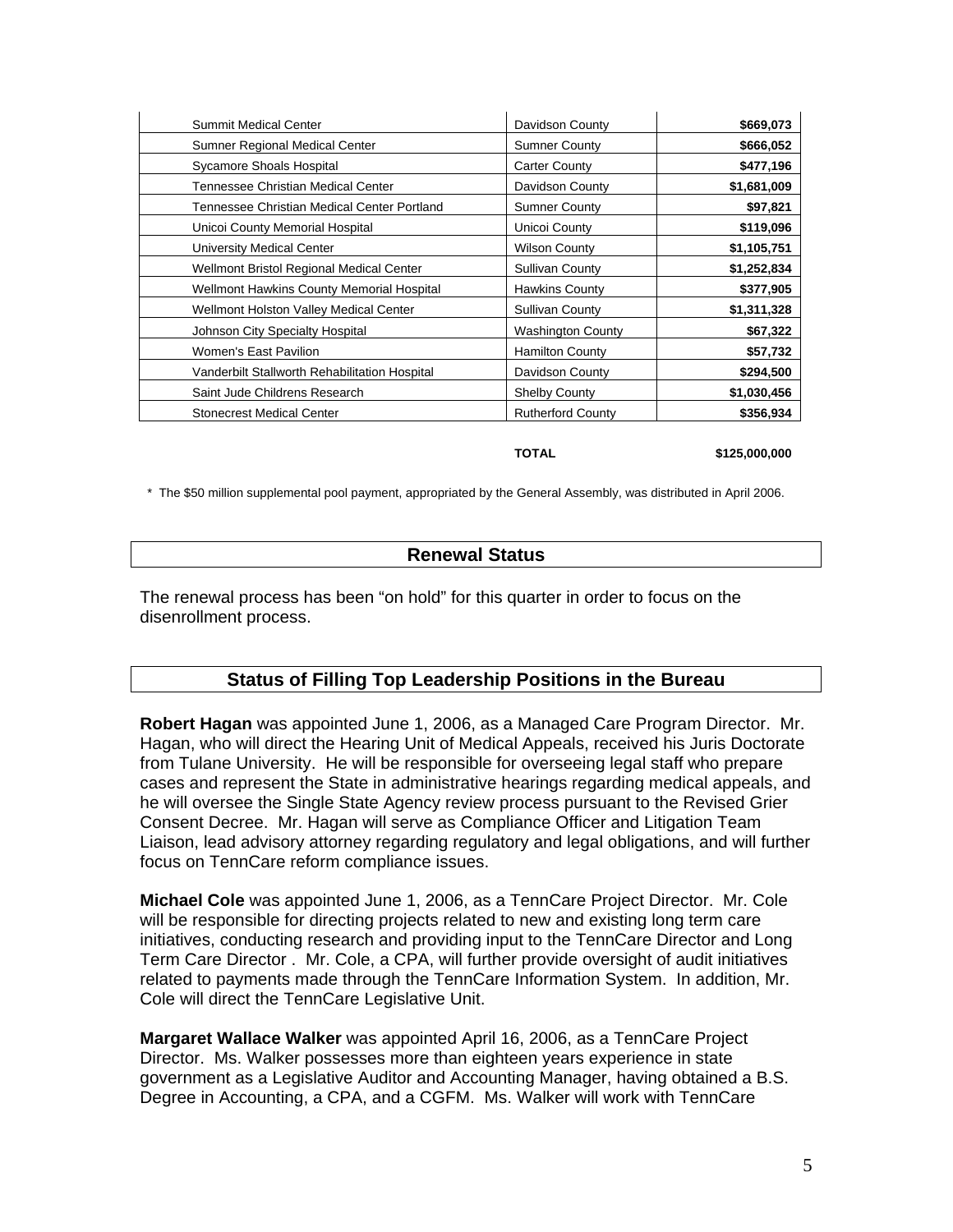| | | |
|---|---|---|
| Summit Medical Center | Davidson County | **$669,073** |
| Sumner Regional Medical Center | Sumner County | **$666,052** |
| Sycamore Shoals Hospital | Carter County | **$477,196** |
| Tennessee Christian Medical Center | Davidson County | **$1,681,009** |
| Tennessee Christian Medical Center Portland | Sumner County | **$97,821** |
| Unicoi County Memorial Hospital | Unicoi County | **$119,096** |
| University Medical Center | Wilson County | **$1,105,751** |
| Wellmont Bristol Regional Medical Center | Sullivan County | **$1,252,834** |
| Wellmont Hawkins County Memorial Hospital | Hawkins County | **$377,905** |
| Wellmont Holston Valley Medical Center | Sullivan County | **$1,311,328** |
| Johnson City Specialty Hospital | Washington County | **$67,322** |
| Women's East Pavilion | Hamilton County | **$57,732** |
| Vanderbilt Stallworth Rehabilitation Hospital | Davidson County | **$294,500** |
| Saint Jude Childrens Research | Shelby County | **$1,030,456** |
| Stonecrest Medical Center | Rutherford County | **$356,934** |
| | **TOTAL** | **$125,000,000** |

\* The $50 million supplemental pool payment, appropriated by the General Assembly, was distributed in April 2006.

## Renewal Status

The renewal process has been "on hold" for this quarter in order to focus on the disenrollment process.

## Status of Filling Top Leadership Positions in the Bureau

**Robert Hagan** was appointed June 1, 2006, as a Managed Care Program Director. Mr. Hagan, who will direct the Hearing Unit of Medical Appeals, received his Juris Doctorate from Tulane University. He will be responsible for overseeing legal staff who prepare cases and represent the State in administrative hearings regarding medical appeals, and he will oversee the Single State Agency review process pursuant to the Revised Grier Consent Decree. Mr. Hagan will serve as Compliance Officer and Litigation Team Liaison, lead advisory attorney regarding regulatory and legal obligations, and will further focus on TennCare reform compliance issues.

**Michael Cole** was appointed June 1, 2006, as a TennCare Project Director. Mr. Cole will be responsible for directing projects related to new and existing long term care initiatives, conducting research and providing input to the TennCare Director and Long Term Care Director . Mr. Cole, a CPA, will further provide oversight of audit initiatives related to payments made through the TennCare Information System. In addition, Mr. Cole will direct the TennCare Legislative Unit.

**Margaret Wallace Walker** was appointed April 16, 2006, as a TennCare Project Director. Ms. Walker possesses more than eighteen years experience in state government as a Legislative Auditor and Accounting Manager, having obtained a B.S. Degree in Accounting, a CPA, and a CGFM. Ms. Walker will work with TennCare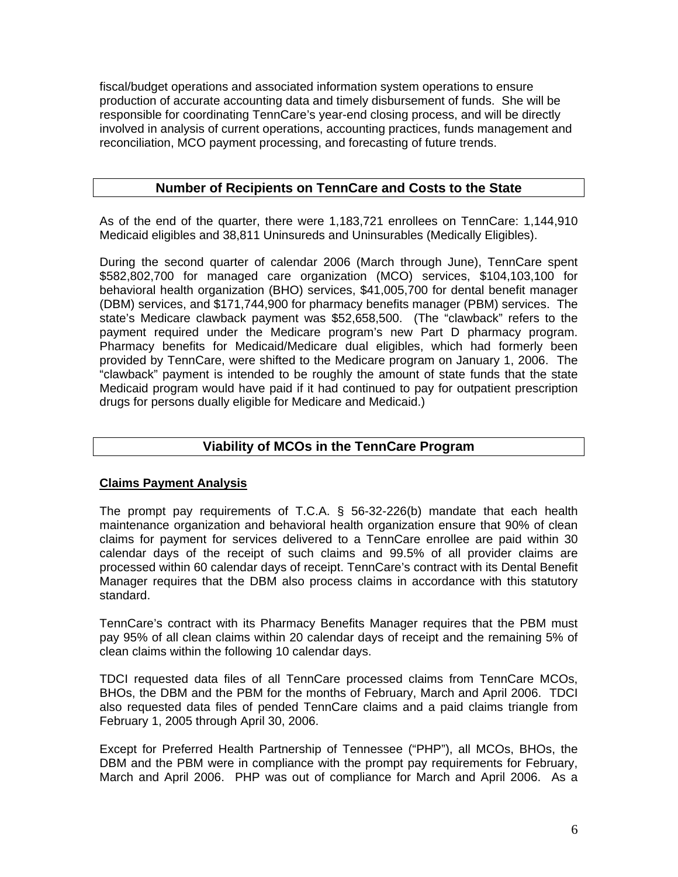fiscal/budget operations and associated information system operations to ensure production of accurate accounting data and timely disbursement of funds. She will be responsible for coordinating TennCare's year-end closing process, and will be directly involved in analysis of current operations, accounting practices, funds management and reconciliation, MCO payment processing, and forecasting of future trends.

## Number of Recipients on TennCare and Costs to the State

As of the end of the quarter, there were 1,183,721 enrollees on TennCare: 1,144,910 Medicaid eligibles and 38,811 Uninsureds and Uninsurables (Medically Eligibles).

During the second quarter of calendar 2006 (March through June), TennCare spent $582,802,700 for managed care organization (MCO) services, $104,103,100 for behavioral health organization (BHO) services, $41,005,700 for dental benefit manager (DBM) services, and $171,744,900 for pharmacy benefits manager (PBM) services. The state's Medicare clawback payment was $52,658,500. (The "clawback" refers to the payment required under the Medicare program's new Part D pharmacy program. Pharmacy benefits for Medicaid/Medicare dual eligibles, which had formerly been provided by TennCare, were shifted to the Medicare program on January 1, 2006. The "clawback" payment is intended to be roughly the amount of state funds that the state Medicaid program would have paid if it had continued to pay for outpatient prescription drugs for persons dually eligible for Medicare and Medicaid.)

## Viability of MCOs in the TennCare Program

### Claims Payment Analysis

The prompt pay requirements of T.C.A. § 56-32-226(b) mandate that each health maintenance organization and behavioral health organization ensure that 90% of clean claims for payment for services delivered to a TennCare enrollee are paid within 30 calendar days of the receipt of such claims and 99.5% of all provider claims are processed within 60 calendar days of receipt. TennCare's contract with its Dental Benefit Manager requires that the DBM also process claims in accordance with this statutory standard.

TennCare's contract with its Pharmacy Benefits Manager requires that the PBM must pay 95% of all clean claims within 20 calendar days of receipt and the remaining 5% of clean claims within the following 10 calendar days.

TDCI requested data files of all TennCare processed claims from TennCare MCOs, BHOs, the DBM and the PBM for the months of February, March and April 2006. TDCI also requested data files of pended TennCare claims and a paid claims triangle from February 1, 2005 through April 30, 2006.

Except for Preferred Health Partnership of Tennessee ("PHP"), all MCOs, BHOs, the DBM and the PBM were in compliance with the prompt pay requirements for February, March and April 2006. PHP was out of compliance for March and April 2006. As a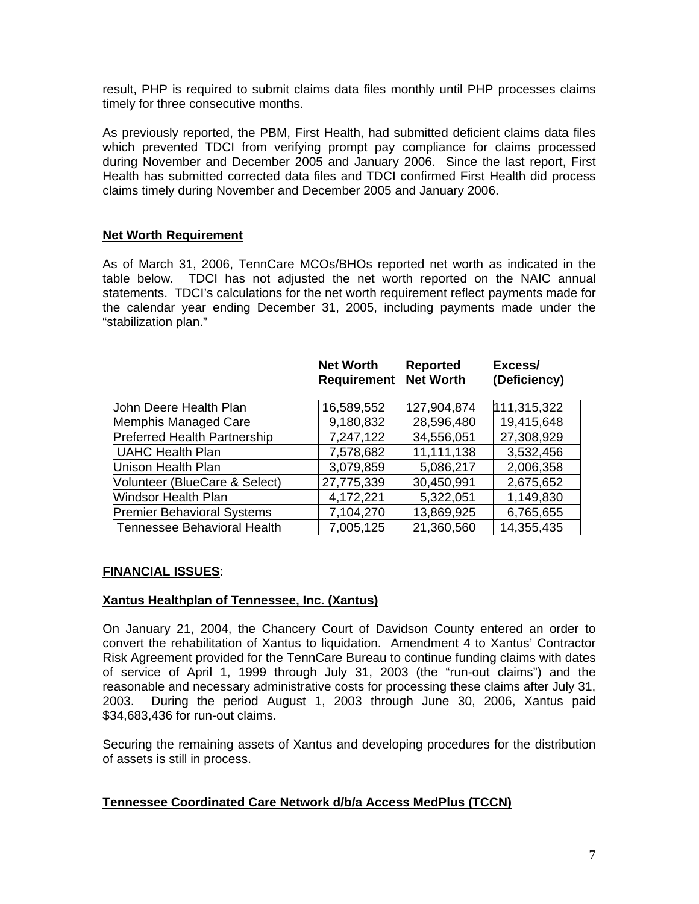result, PHP is required to submit claims data files monthly until PHP processes claims timely for three consecutive months.

As previously reported, the PBM, First Health, had submitted deficient claims data files which prevented TDCI from verifying prompt pay compliance for claims processed during November and December 2005 and January 2006. Since the last report, First Health has submitted corrected data files and TDCI confirmed First Health did process claims timely during November and December 2005 and January 2006.

**Net Worth Requirement**

As of March 31, 2006, TennCare MCOs/BHOs reported net worth as indicated in the table below. TDCI has not adjusted the net worth reported on the NAIC annual statements. TDCI's calculations for the net worth requirement reflect payments made for the calendar year ending December 31, 2005, including payments made under the "stabilization plan."

| | Net Worth Requirement | Reported Net Worth | Excess/ (Deficiency) |
|---|---|---|---|
| John Deere Health Plan | 16,589,552 | 127,904,874 | 111,315,322 |
| Memphis Managed Care | 9,180,832 | 28,596,480 | 19,415,648 |
| Preferred Health Partnership | 7,247,122 | 34,556,051 | 27,308,929 |
| UAHC Health Plan | 7,578,682 | 11,111,138 | 3,532,456 |
| Unison Health Plan | 3,079,859 | 5,086,217 | 2,006,358 |
| Volunteer (BlueCare & Select) | 27,775,339 | 30,450,991 | 2,675,652 |
| Windsor Health Plan | 4,172,221 | 5,322,051 | 1,149,830 |
| Premier Behavioral Systems | 7,104,270 | 13,869,925 | 6,765,655 |
| Tennessee Behavioral Health | 7,005,125 | 21,360,560 | 14,355,435 |

**FINANCIAL ISSUES**:

**Xantus Healthplan of Tennessee, Inc. (Xantus)**

On January 21, 2004, the Chancery Court of Davidson County entered an order to convert the rehabilitation of Xantus to liquidation. Amendment 4 to Xantus' Contractor Risk Agreement provided for the TennCare Bureau to continue funding claims with dates of service of April 1, 1999 through July 31, 2003 (the "run-out claims") and the reasonable and necessary administrative costs for processing these claims after July 31, 2003. During the period August 1, 2003 through June 30, 2006, Xantus paid $34,683,436 for run-out claims.

Securing the remaining assets of Xantus and developing procedures for the distribution of assets is still in process.

**Tennessee Coordinated Care Network d/b/a Access MedPlus (TCCN)**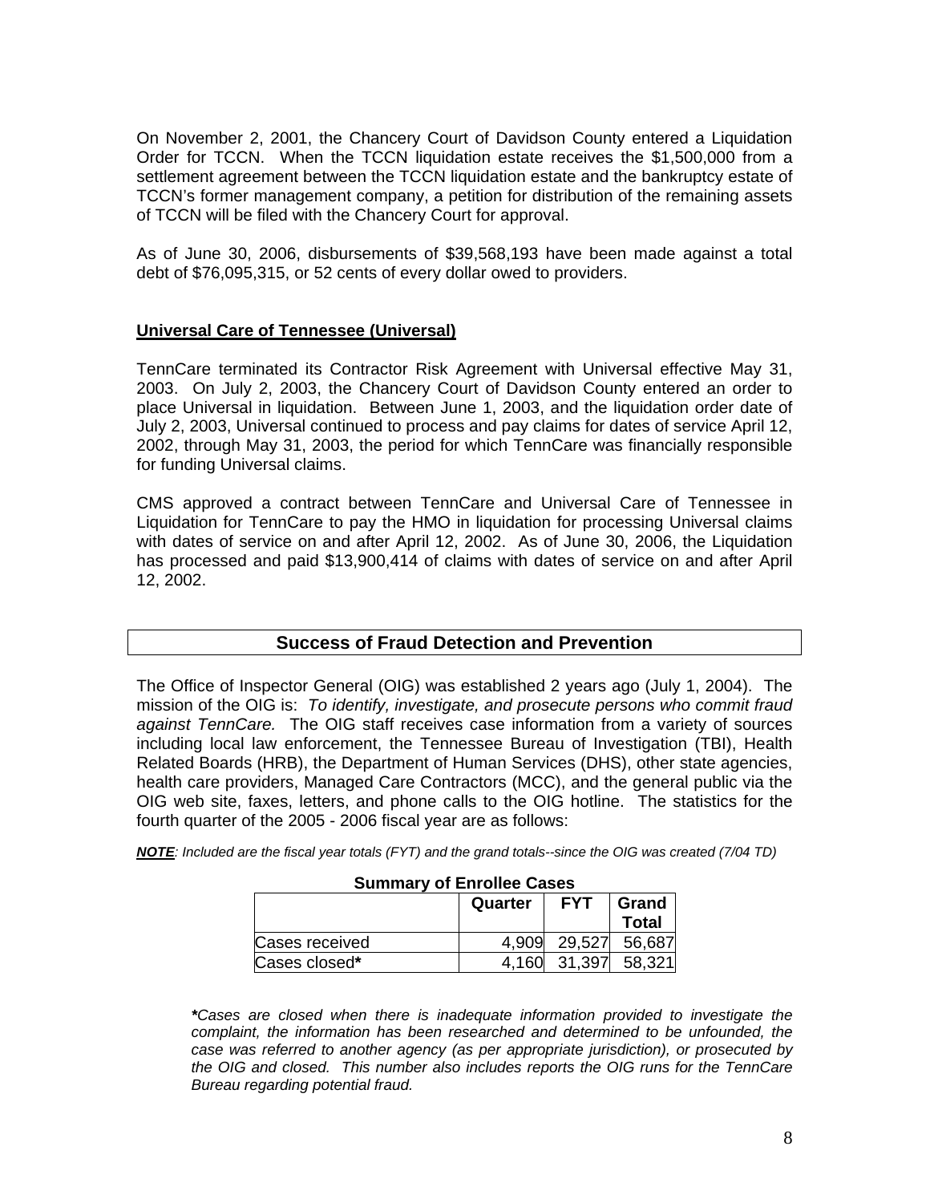On November 2, 2001, the Chancery Court of Davidson County entered a Liquidation Order for TCCN. When the TCCN liquidation estate receives the $1,500,000 from a settlement agreement between the TCCN liquidation estate and the bankruptcy estate of TCCN's former management company, a petition for distribution of the remaining assets of TCCN will be filed with the Chancery Court for approval.

As of June 30, 2006, disbursements of $39,568,193 have been made against a total debt of $76,095,315, or 52 cents of every dollar owed to providers.

**Universal Care of Tennessee (Universal)**

TennCare terminated its Contractor Risk Agreement with Universal effective May 31, 2003. On July 2, 2003, the Chancery Court of Davidson County entered an order to place Universal in liquidation. Between June 1, 2003, and the liquidation order date of July 2, 2003, Universal continued to process and pay claims for dates of service April 12, 2002, through May 31, 2003, the period for which TennCare was financially responsible for funding Universal claims.

CMS approved a contract between TennCare and Universal Care of Tennessee in Liquidation for TennCare to pay the HMO in liquidation for processing Universal claims with dates of service on and after April 12, 2002. As of June 30, 2006, the Liquidation has processed and paid $13,900,414 of claims with dates of service on and after April 12, 2002.

## Success of Fraud Detection and Prevention

The Office of Inspector General (OIG) was established 2 years ago (July 1, 2004). The mission of the OIG is: *To identify, investigate, and prosecute persons who commit fraud against TennCare.* The OIG staff receives case information from a variety of sources including local law enforcement, the Tennessee Bureau of Investigation (TBI), Health Related Boards (HRB), the Department of Human Services (DHS), other state agencies, health care providers, Managed Care Contractors (MCC), and the general public via the OIG web site, faxes, letters, and phone calls to the OIG hotline. The statistics for the fourth quarter of the 2005 - 2006 fiscal year are as follows:

***NOTE****: Included are the fiscal year totals (FYT) and the grand totals--since the OIG was created (7/04 TD)*

**Summary of Enrollee Cases**

| | Quarter | FYT | Grand Total |
|---|---|---|---|
| Cases received | 4,909 | 29,527 | 56,687 |
| Cases closed* | 4,160 | 31,397 | 58,321 |

****Cases are closed when there is inadequate information provided to investigate the complaint, the information has been researched and determined to be unfounded, the case was referred to another agency (as per appropriate jurisdiction), or prosecuted by the OIG and closed. This number also includes reports the OIG runs for the TennCare Bureau regarding potential fraud.*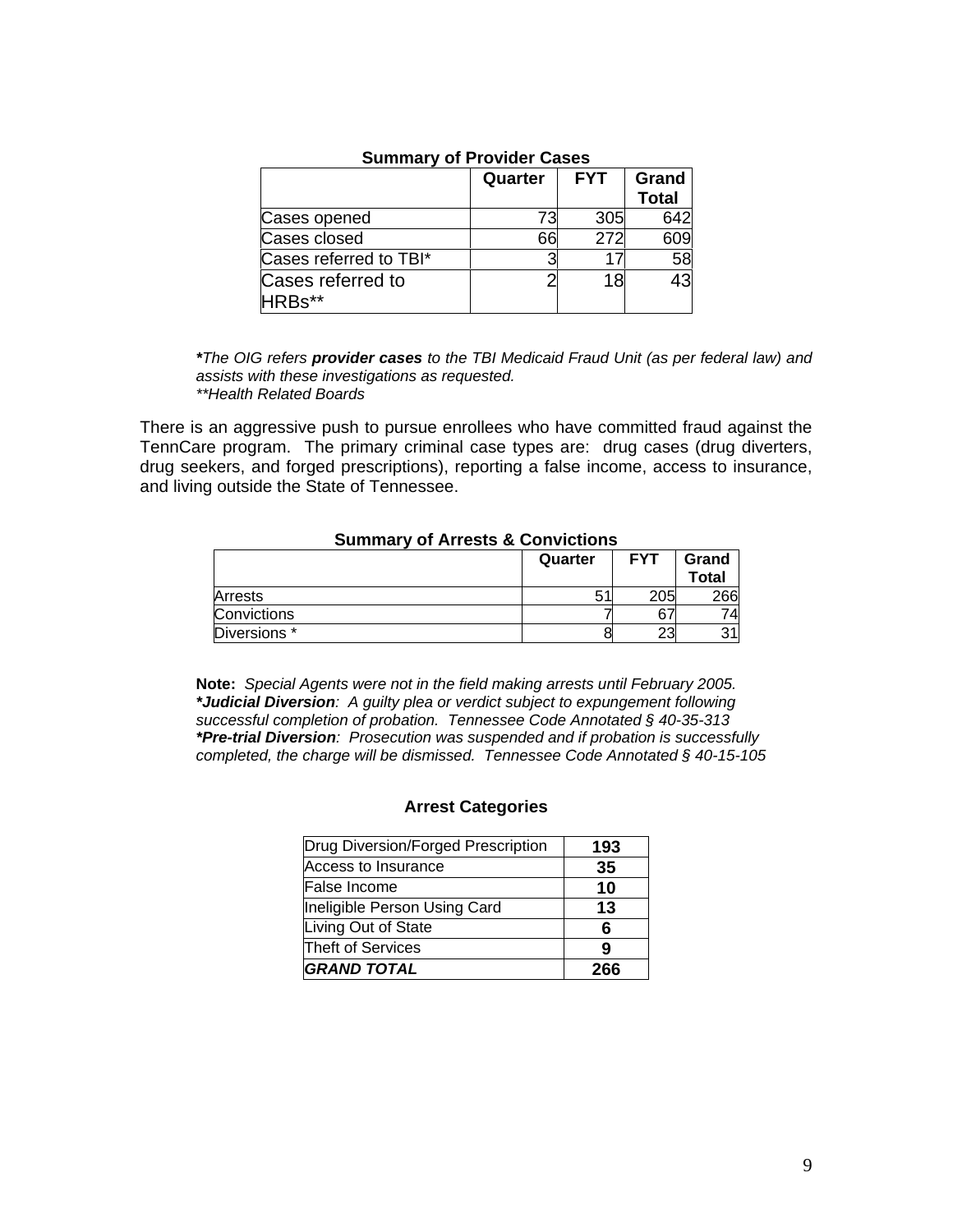**Summary of Provider Cases**

| | Quarter | FYT | Grand Total |
|---|---|---|---|
| Cases opened | 73 | 305 | 642 |
| Cases closed | 66 | 272 | 609 |
| Cases referred to TBI* | 3 | 17 | 58 |
| Cases referred to HRBs** | 2 | 18 | 43 |

****The OIG refers* ***provider cases*** *to the TBI Medicaid Fraud Unit (as per federal law) and assists with these investigations as requested.*
*\*\*Health Related Boards*

There is an aggressive push to pursue enrollees who have committed fraud against the TennCare program. The primary criminal case types are: drug cases (drug diverters, drug seekers, and forged prescriptions), reporting a false income, access to insurance, and living outside the State of Tennessee.

**Summary of Arrests & Convictions**

| | Quarter | FYT | Grand Total |
|---|---|---|---|
| Arrests | 51 | 205 | 266 |
| Convictions | 7 | 67 | 74 |
| Diversions * | 8 | 23 | 31 |

**Note:** *Special Agents were not in the field making arrests until February 2005.*
***\*Judicial Diversion****: A guilty plea or verdict subject to expungement following successful completion of probation. Tennessee Code Annotated § 40-35-313*
***\*Pre-trial Diversion****: Prosecution was suspended and if probation is successfully completed, the charge will be dismissed. Tennessee Code Annotated § 40-15-105*

**Arrest Categories**

| | |
|---|---|
| Drug Diversion/Forged Prescription | **193** |
| Access to Insurance | **35** |
| False Income | **10** |
| Ineligible Person Using Card | **13** |
| Living Out of State | **6** |
| Theft of Services | **9** |
| ***GRAND TOTAL*** | **266** |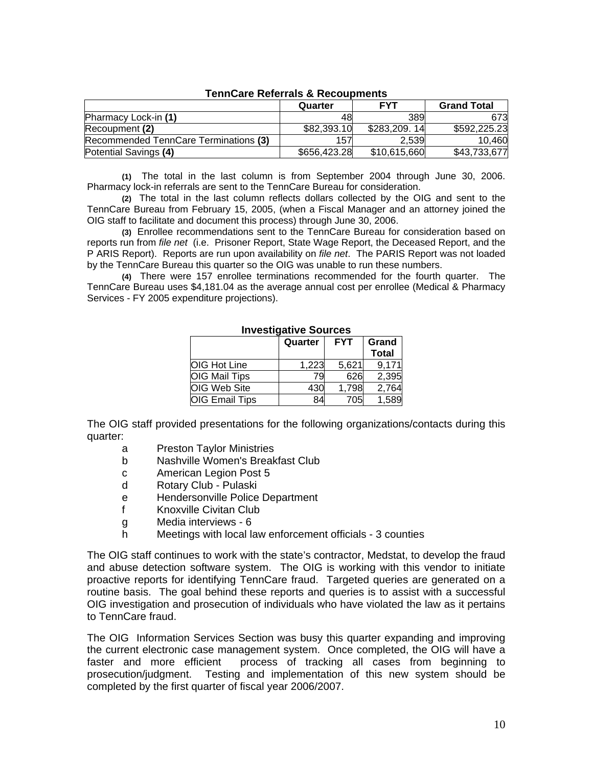**TennCare Referrals & Recoupments**

| | Quarter | FYT | Grand Total |
|---|---|---|---|
| Pharmacy Lock-in **(1)** | 48 | 389 | 673 |
| Recoupment **(2)** | $82,393.10 | $283,209. 14 | $592,225.23 |
| Recommended TennCare Terminations **(3)** | 157 | 2,539 | 10,460 |
| Potential Savings **(4)** | $656,423.28 | $10,615,660 | $43,733,677 |

**(1)** The total in the last column is from September 2004 through June 30, 2006. Pharmacy lock-in referrals are sent to the TennCare Bureau for consideration.

**(2)** The total in the last column reflects dollars collected by the OIG and sent to the TennCare Bureau from February 15, 2005, (when a Fiscal Manager and an attorney joined the OIG staff to facilitate and document this process) through June 30, 2006.

**(3)** Enrollee recommendations sent to the TennCare Bureau for consideration based on reports run from *file net* (i.e. Prisoner Report, State Wage Report, the Deceased Report, and the P ARIS Report). Reports are run upon availability on *file net*. The PARIS Report was not loaded by the TennCare Bureau this quarter so the OIG was unable to run these numbers.

**(4)** There were 157 enrollee terminations recommended for the fourth quarter. The TennCare Bureau uses $4,181.04 as the average annual cost per enrollee (Medical & Pharmacy Services - FY 2005 expenditure projections).

**Investigative Sources**

| | Quarter | FYT | Grand Total |
|---|---|---|---|
| OIG Hot Line | 1,223 | 5,621 | 9,171 |
| OIG Mail Tips | 79 | 626 | 2,395 |
| OIG Web Site | 430 | 1,798 | 2,764 |
| OIG Email Tips | 84 | 705 | 1,589 |

The OIG staff provided presentations for the following organizations/contacts during this quarter:

- a Preston Taylor Ministries
- b Nashville Women's Breakfast Club
- c American Legion Post 5
- d Rotary Club - Pulaski
- e Hendersonville Police Department
- f Knoxville Civitan Club
- g Media interviews - 6
- h Meetings with local law enforcement officials - 3 counties

The OIG staff continues to work with the state's contractor, Medstat, to develop the fraud and abuse detection software system. The OIG is working with this vendor to initiate proactive reports for identifying TennCare fraud. Targeted queries are generated on a routine basis. The goal behind these reports and queries is to assist with a successful OIG investigation and prosecution of individuals who have violated the law as it pertains to TennCare fraud.

The OIG Information Services Section was busy this quarter expanding and improving the current electronic case management system. Once completed, the OIG will have a faster and more efficient process of tracking all cases from beginning to prosecution/judgment. Testing and implementation of this new system should be completed by the first quarter of fiscal year 2006/2007.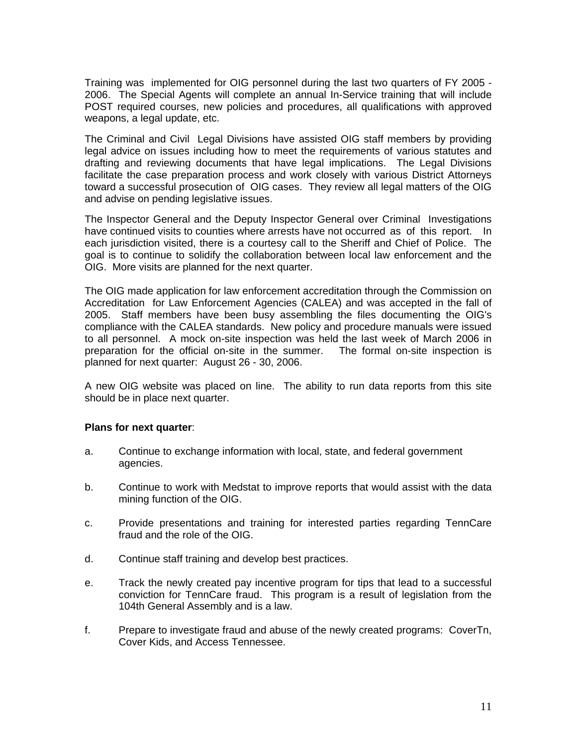Training was implemented for OIG personnel during the last two quarters of FY 2005 - 2006. The Special Agents will complete an annual In-Service training that will include POST required courses, new policies and procedures, all qualifications with approved weapons, a legal update, etc.

The Criminal and Civil Legal Divisions have assisted OIG staff members by providing legal advice on issues including how to meet the requirements of various statutes and drafting and reviewing documents that have legal implications. The Legal Divisions facilitate the case preparation process and work closely with various District Attorneys toward a successful prosecution of OIG cases. They review all legal matters of the OIG and advise on pending legislative issues.

The Inspector General and the Deputy Inspector General over Criminal Investigations have continued visits to counties where arrests have not occurred as of this report. In each jurisdiction visited, there is a courtesy call to the Sheriff and Chief of Police. The goal is to continue to solidify the collaboration between local law enforcement and the OIG. More visits are planned for the next quarter.

The OIG made application for law enforcement accreditation through the Commission on Accreditation for Law Enforcement Agencies (CALEA) and was accepted in the fall of 2005. Staff members have been busy assembling the files documenting the OIG's compliance with the CALEA standards. New policy and procedure manuals were issued to all personnel. A mock on-site inspection was held the last week of March 2006 in preparation for the official on-site in the summer. The formal on-site inspection is planned for next quarter: August 26 - 30, 2006.

A new OIG website was placed on line. The ability to run data reports from this site should be in place next quarter.

**Plans for next quarter**:

a. Continue to exchange information with local, state, and federal government agencies.

b. Continue to work with Medstat to improve reports that would assist with the data mining function of the OIG.

c. Provide presentations and training for interested parties regarding TennCare fraud and the role of the OIG.

d. Continue staff training and develop best practices.

e. Track the newly created pay incentive program for tips that lead to a successful conviction for TennCare fraud. This program is a result of legislation from the 104th General Assembly and is a law.

f. Prepare to investigate fraud and abuse of the newly created programs: CoverTn, Cover Kids, and Access Tennessee.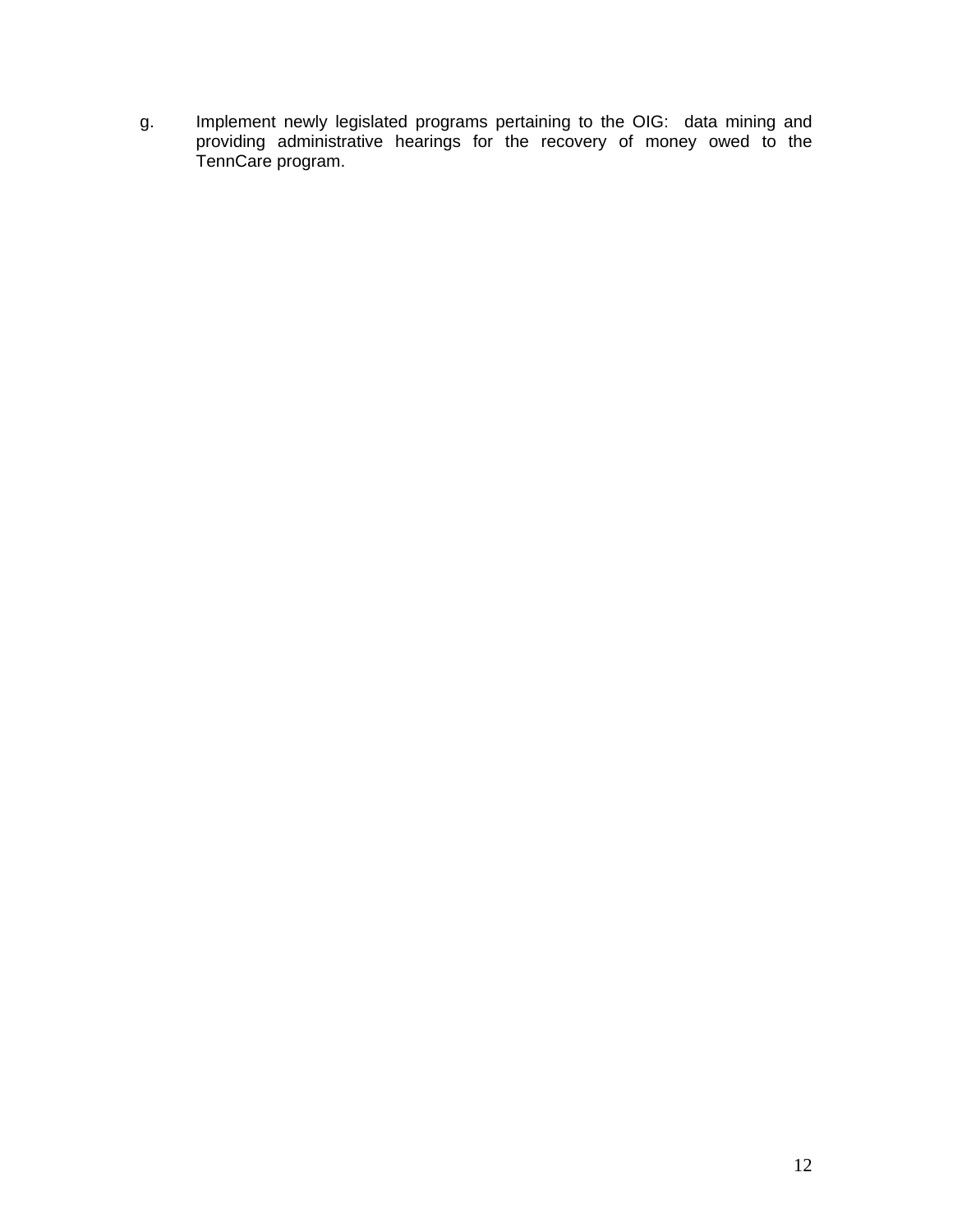g. Implement newly legislated programs pertaining to the OIG: data mining and providing administrative hearings for the recovery of money owed to the TennCare program.